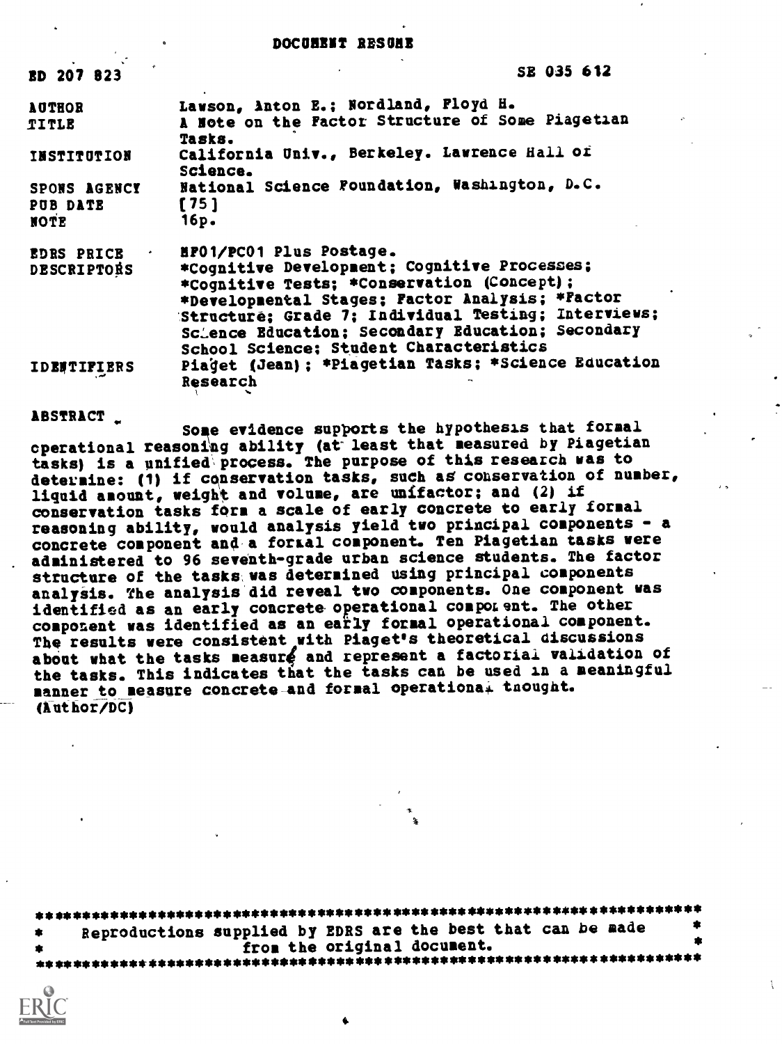DOCUMENT RESUME

| | |
|---|---|
| ED 207 823 | SE 035 612 |
| AUTHOR | Lawson, Anton E.; Nordland, Floyd H. |
| TITLE | A Note on the Factor Structure of Some Piagetian Tasks. |
| INSTITUTION | California Univ., Berkeley. Lawrence Hall of Science. |
| SPONS AGENCY | National Science Foundation, Washington, D.C. |
| PUB DATE | [75] |
| NOTE | 16p. |
| EDRS PRICE | MF01/PC01 Plus Postage. |
| DESCRIPTORS | *Cognitive Development; Cognitive Processes; *Cognitive Tests; *Conservation (Concept); *Developmental Stages; Factor Analysis; *Factor Structure; Grade 7; Individual Testing; Interviews; Science Education; Secondary Education; Secondary School Science; Student Characteristics |
| IDENTIFIERS | Piaget (Jean); *Piagetian Tasks; *Science Education Research |

ABSTRACT

Some evidence supports the hypothesis that formal operational reasoning ability (at least that measured by Piagetian tasks) is a unified process. The purpose of this research was to determine: (1) if conservation tasks, such as conservation of number, liquid amount, weight and volume, are unifactor; and (2) if conservation tasks form a scale of early concrete to early formal reasoning ability, would analysis yield two principal components - a concrete component and a formal component. Ten Piagetian tasks were administered to 96 seventh-grade urban science students. The factor structure of the tasks was determined using principal components analysis. The analysis did reveal two components. One component was identified as an early concrete operational component. The other component was identified as an early formal operational component. The results were consistent with Piaget's theoretical discussions about what the tasks measure and represent a factorial validation of the tasks. This indicates that the tasks can be used in a meaningful manner to measure concrete and formal operational thought. (Author/DC)

***********************************************************************
\* Reproductions supplied by EDRS are the best that can be made \*
\* from the original document. \*
***********************************************************************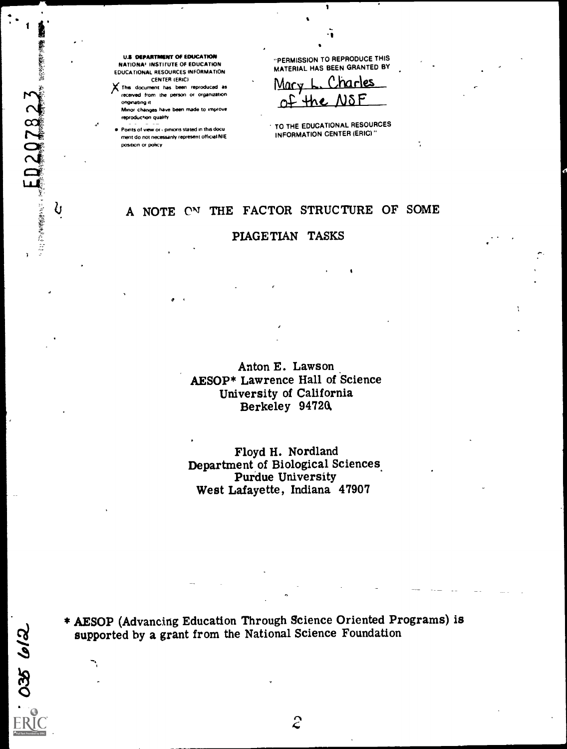U.S. DEPARTMENT OF EDUCATION
NATIONAL INSTITUTE OF EDUCATION
EDUCATIONAL RESOURCES INFORMATION
CENTER (ERIC)

X This document has been reproduced as received from the person or organization originating it.
Minor changes have been made to improve reproduction quality.

- Points of view or opinions stated in this document do not necessarily represent official NIE position or policy.

"PERMISSION TO REPRODUCE THIS MATERIAL HAS BEEN GRANTED BY

Mary L. Charles
of the NSF

TO THE EDUCATIONAL RESOURCES INFORMATION CENTER (ERIC)."

ED207823

# A NOTE ON THE FACTOR STRUCTURE OF SOME PIAGETIAN TASKS

Anton E. Lawson
AESOP* Lawrence Hall of Science
University of California
Berkeley 94720

Floyd H. Nordland
Department of Biological Sciences
Purdue University
West Lafayette, Indiana 47907

* AESOP (Advancing Education Through Science Oriented Programs) is supported by a grant from the National Science Foundation

035 612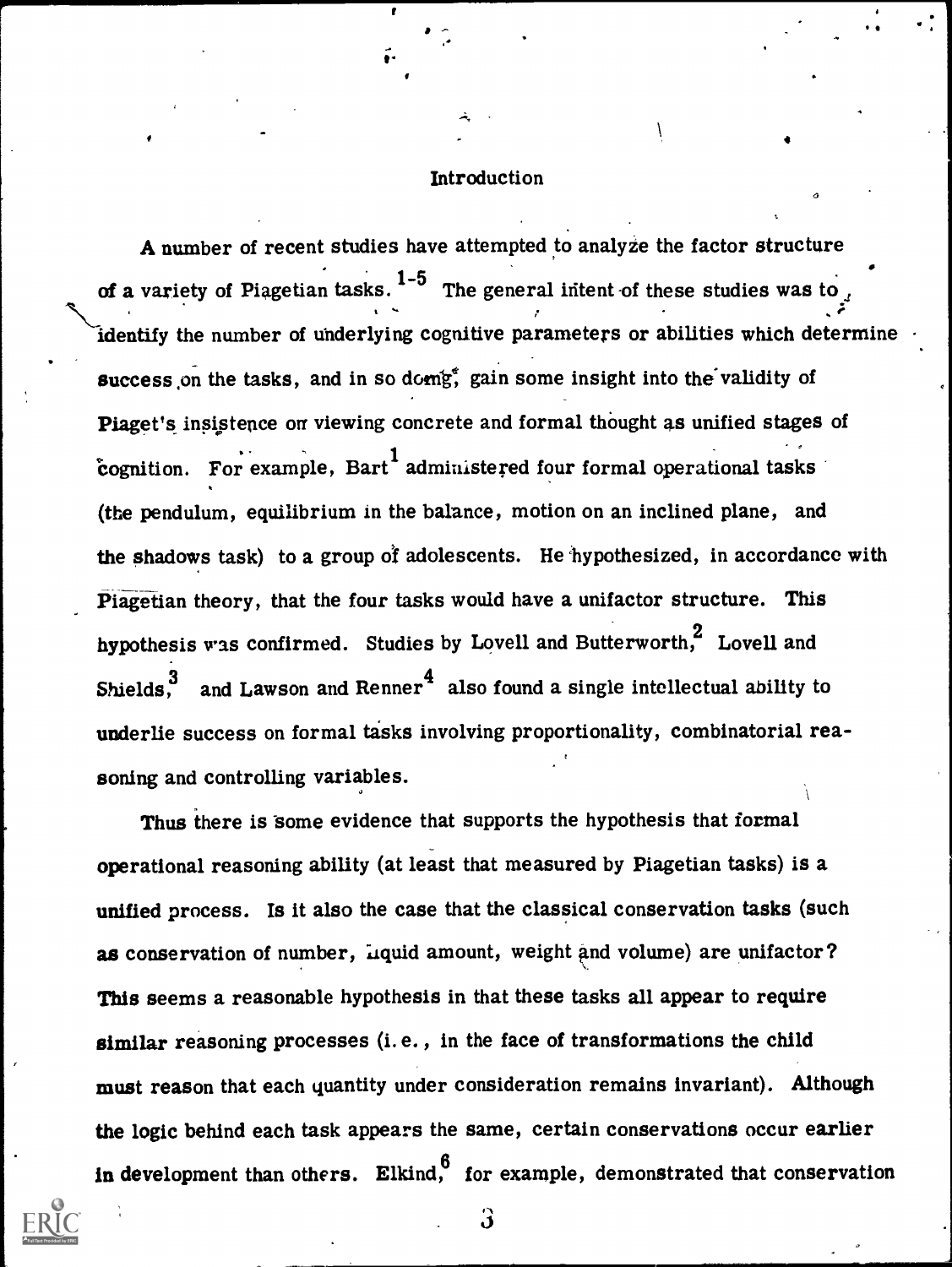## Introduction

A number of recent studies have attempted to analyze the factor structure of a variety of Piagetian tasks.[1-5] The general intent of these studies was to identify the number of underlying cognitive parameters or abilities which determine success on the tasks, and in so doing, gain some insight into the validity of Piaget's insistence on viewing concrete and formal thought as unified stages of cognition. For example, Bart[1] administered four formal operational tasks (the pendulum, equilibrium in the balance, motion on an inclined plane, and the shadows task) to a group of adolescents. He hypothesized, in accordance with Piagetian theory, that the four tasks would have a unifactor structure. This hypothesis was confirmed. Studies by Lovell and Butterworth,[2] Lovell and Shields,[3] and Lawson and Renner[4] also found a single intellectual ability to underlie success on formal tasks involving proportionality, combinatorial reasoning and controlling variables.

Thus there is some evidence that supports the hypothesis that formal operational reasoning ability (at least that measured by Piagetian tasks) is a unified process. Is it also the case that the classical conservation tasks (such as conservation of number, liquid amount, weight and volume) are unifactor? This seems a reasonable hypothesis in that these tasks all appear to require similar reasoning processes (i.e., in the face of transformations the child must reason that each quantity under consideration remains invariant). Although the logic behind each task appears the same, certain conservations occur earlier in development than others. Elkind,[6] for example, demonstrated that conservation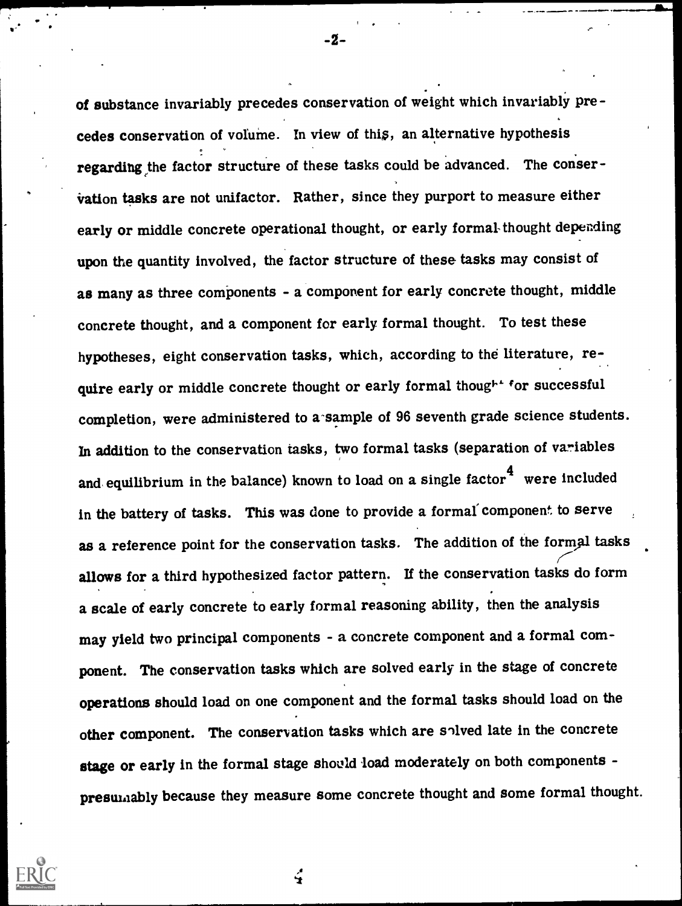of substance invariably precedes conservation of weight which invariably precedes conservation of volume. In view of this, an alternative hypothesis regarding the factor structure of these tasks could be advanced. The conservation tasks are not unifactor. Rather, since they purport to measure either early or middle concrete operational thought, or early formal thought depending upon the quantity involved, the factor structure of these tasks may consist of as many as three components - a component for early concrete thought, middle concrete thought, and a component for early formal thought. To test these hypotheses, eight conservation tasks, which, according to the literature, require early or middle concrete thought or early formal thought for successful completion, were administered to a sample of 96 seventh grade science students. In addition to the conservation tasks, two formal tasks (separation of variables and equilibrium in the balance) known to load on a single factor[4] were included in the battery of tasks. This was done to provide a formal component to serve as a reference point for the conservation tasks. The addition of the formal tasks allows for a third hypothesized factor pattern. If the conservation tasks do form a scale of early concrete to early formal reasoning ability, then the analysis may yield two principal components - a concrete component and a formal component. The conservation tasks which are solved early in the stage of concrete operations should load on one component and the formal tasks should load on the other component. The conservation tasks which are solved late in the concrete stage or early in the formal stage should load moderately on both components - presumably because they measure some concrete thought and some formal thought.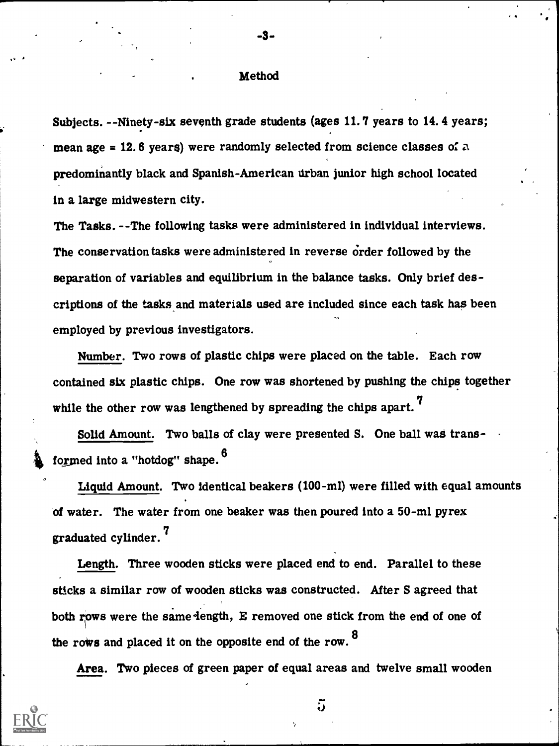## Method

Subjects.--Ninety-six seventh grade students (ages 11.7 years to 14.4 years; mean age = 12.6 years) were randomly selected from science classes of a predominantly black and Spanish-American urban junior high school located in a large midwestern city.

The Tasks.--The following tasks were administered in individual interviews. The conservation tasks were administered in reverse order followed by the separation of variables and equilibrium in the balance tasks. Only brief descriptions of the tasks and materials used are included since each task has been employed by previous investigators.

Number. Two rows of plastic chips were placed on the table. Each row contained six plastic chips. One row was shortened by pushing the chips together while the other row was lengthened by spreading the chips apart.[7]

Solid Amount. Two balls of clay were presented S. One ball was transformed into a "hotdog" shape.[6]

Liquid Amount. Two identical beakers (100-ml) were filled with equal amounts of water. The water from one beaker was then poured into a 50-ml pyrex graduated cylinder.[7]

Length. Three wooden sticks were placed end to end. Parallel to these sticks a similar row of wooden sticks was constructed. After S agreed that both rows were the same length, E removed one stick from the end of one of the rows and placed it on the opposite end of the row.[8]

Area. Two pieces of green paper of equal areas and twelve small wooden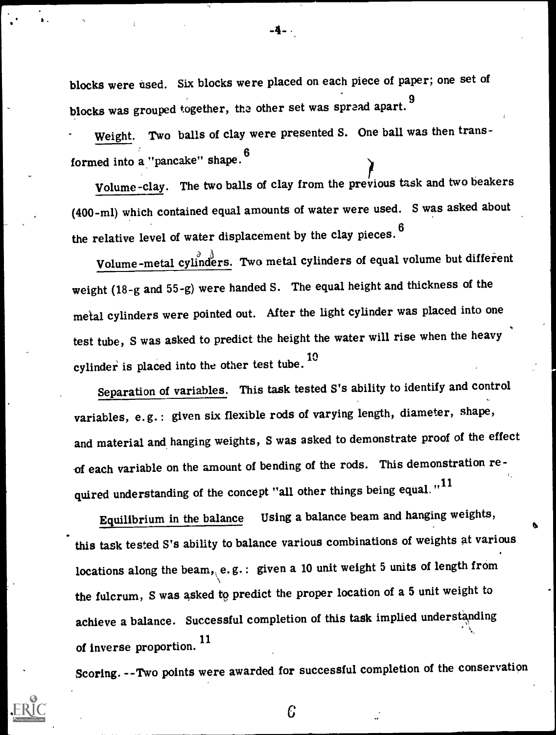blocks were used. Six blocks were placed on each piece of paper; one set of blocks was grouped together, the other set was spread apart.[9]

Weight. Two balls of clay were presented S. One ball was then transformed into a "pancake" shape.[6]

Volume-clay. The two balls of clay from the previous task and two beakers (400-ml) which contained equal amounts of water were used. S was asked about the relative level of water displacement by the clay pieces.[6]

Volume-metal cylinders. Two metal cylinders of equal volume but different weight (18-g and 55-g) were handed S. The equal height and thickness of the metal cylinders were pointed out. After the light cylinder was placed into one test tube, S was asked to predict the height the water will rise when the heavy cylinder is placed into the other test tube.[10]

Separation of variables. This task tested S's ability to identify and control variables, e.g.: given six flexible rods of varying length, diameter, shape, and material and hanging weights, S was asked to demonstrate proof of the effect of each variable on the amount of bending of the rods. This demonstration required understanding of the concept "all other things being equal."[11]

Equilibrium in the balance Using a balance beam and hanging weights, this task tested S's ability to balance various combinations of weights at various locations along the beam, e.g.: given a 10 unit weight 5 units of length from the fulcrum, S was asked to predict the proper location of a 5 unit weight to achieve a balance. Successful completion of this task implied understanding of inverse proportion.[11]

Scoring.--Two points were awarded for successful completion of the conservation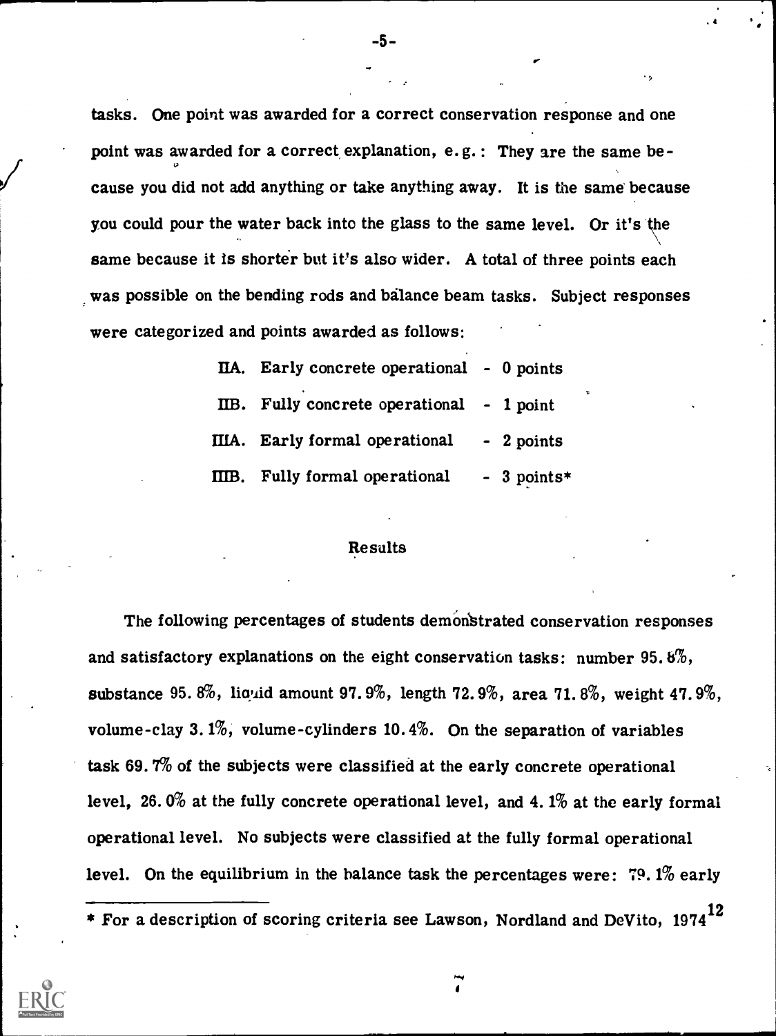tasks. One point was awarded for a correct conservation response and one point was awarded for a correct explanation, e.g.: They are the same because you did not add anything or take anything away. It is the same because you could pour the water back into the glass to the same level. Or it's the same because it is shorter but it's also wider. A total of three points each was possible on the bending rods and balance beam tasks. Subject responses were categorized and points awarded as follows:

IIA. Early concrete operational - 0 points
IIB. Fully concrete operational - 1 point
IIIA. Early formal operational - 2 points
IIIB. Fully formal operational - 3 points*

## Results

The following percentages of students demonstrated conservation responses and satisfactory explanations on the eight conservation tasks: number 95.8%, substance 95.8%, liquid amount 97.9%, length 72.9%, area 71.8%, weight 47.9%, volume-clay 3.1%, volume-cylinders 10.4%. On the separation of variables task 69.7% of the subjects were classified at the early concrete operational level, 26.0% at the fully concrete operational level, and 4.1% at the early formal operational level. No subjects were classified at the fully formal operational level. On the equilibrium in the balance task the percentages were: 79.1% early

* For a description of scoring criteria see Lawson, Nordland and DeVito, 1974[12]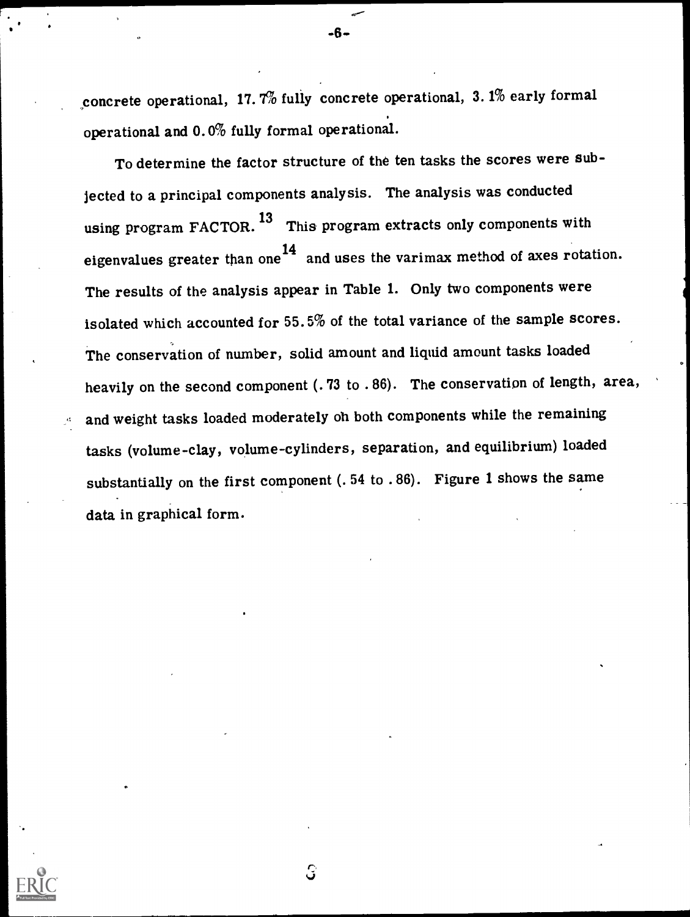concrete operational, 17.7% fully concrete operational, 3.1% early formal operational and 0.0% fully formal operational.

To determine the factor structure of the ten tasks the scores were subjected to a principal components analysis. The analysis was conducted using program FACTOR.[13] This program extracts only components with eigenvalues greater than one[14] and uses the varimax method of axes rotation. The results of the analysis appear in Table 1. Only two components were isolated which accounted for 55.5% of the total variance of the sample scores. The conservation of number, solid amount and liquid amount tasks loaded heavily on the second component (.73 to .86). The conservation of length, area, and weight tasks loaded moderately on both components while the remaining tasks (volume-clay, volume-cylinders, separation, and equilibrium) loaded substantially on the first component (.54 to .86). Figure 1 shows the same data in graphical form.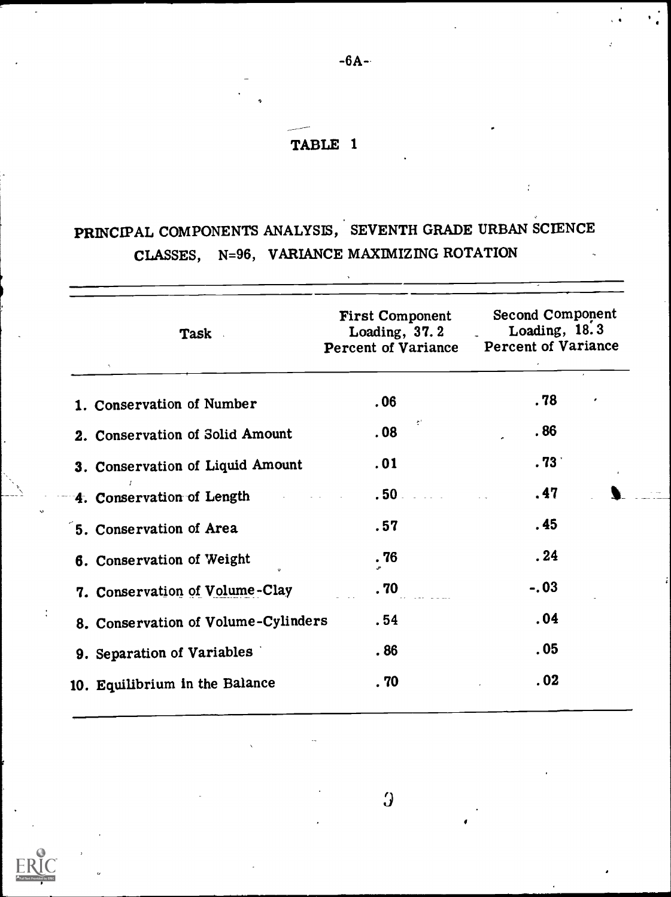# TABLE 1

## PRINCIPAL COMPONENTS ANALYSIS, SEVENTH GRADE URBAN SCIENCE CLASSES, N=96, VARIANCE MAXIMIZING ROTATION

| Task | First Component Loading, 37.2 Percent of Variance | Second Component Loading, 18.3 Percent of Variance |
|---|---|---|
| 1. Conservation of Number | .06 | .78 |
| 2. Conservation of Solid Amount | .08 | .86 |
| 3. Conservation of Liquid Amount | .01 | .73 |
| 4. Conservation of Length | .50 | .47 |
| 5. Conservation of Area | .57 | .45 |
| 6. Conservation of Weight | .76 | .24 |
| 7. Conservation of Volume-Clay | .70 | -.03 |
| 8. Conservation of Volume-Cylinders | .54 | .04 |
| 9. Separation of Variables | .86 | .05 |
| 10. Equilibrium in the Balance | .70 | .02 |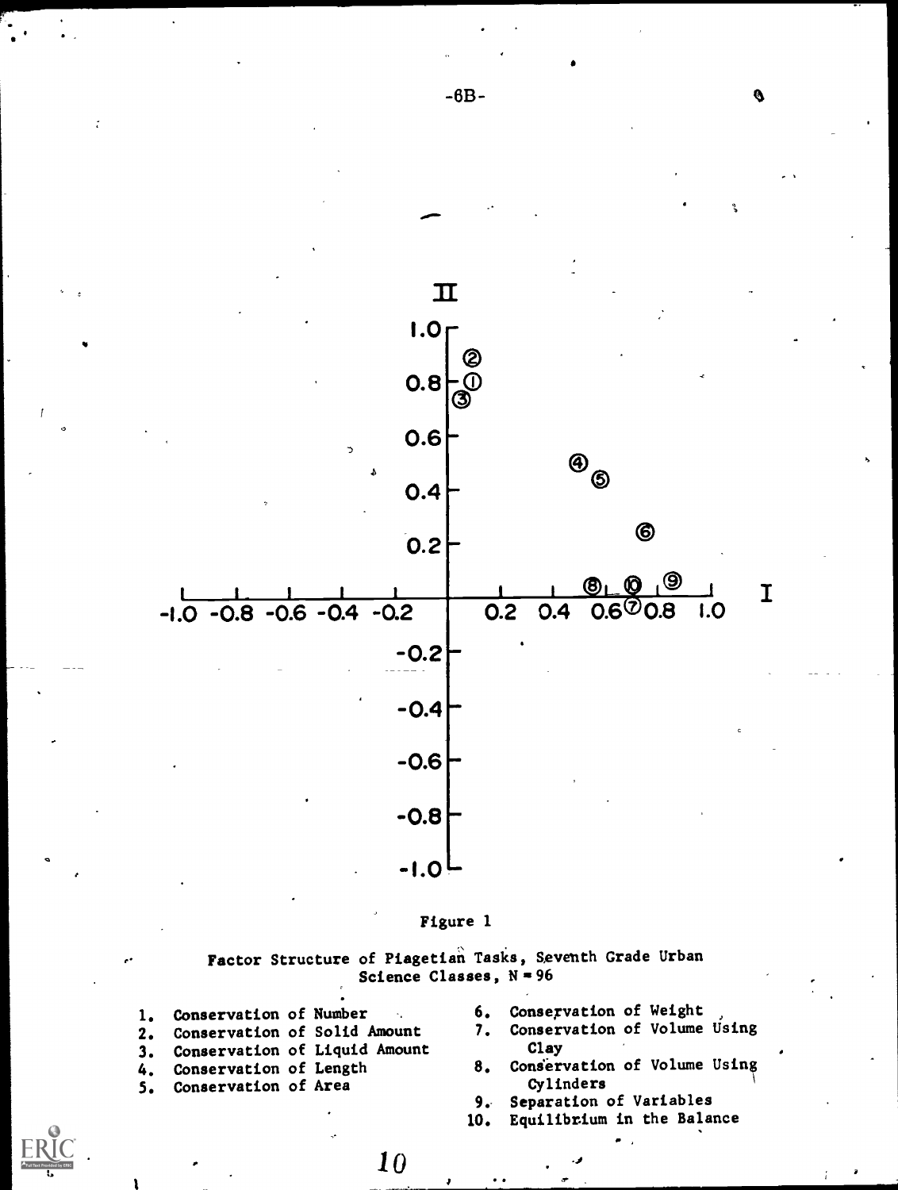Figure 1

Factor Structure of Piagetian Tasks, Seventh Grade Urban Science Classes, N = 96

1. Conservation of Number
2. Conservation of Solid Amount
3. Conservation of Liquid Amount
4. Conservation of Length
5. Conservation of Area
6. Conservation of Weight
7. Conservation of Volume Using Clay
8. Conservation of Volume Using Cylinders
9. Separation of Variables
10. Equilibrium in the Balance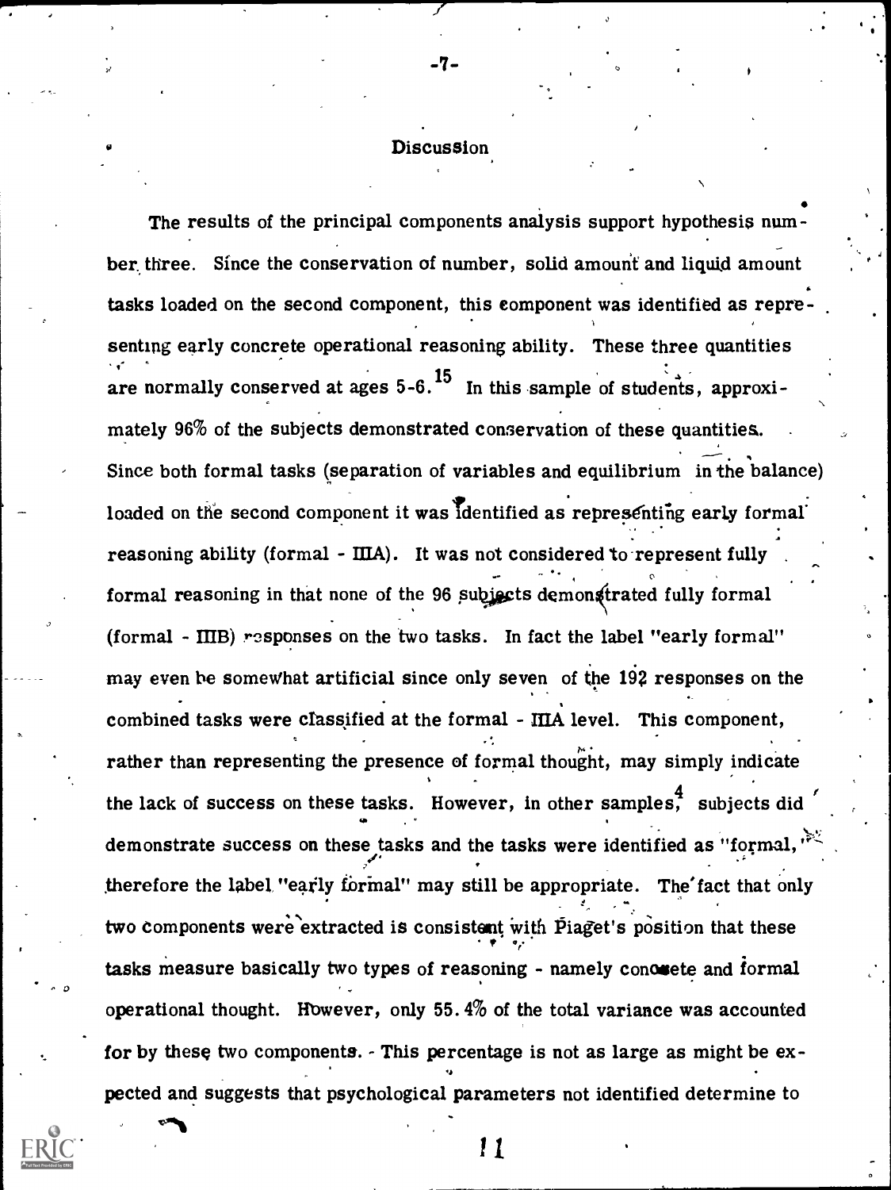## Discussion

The results of the principal components analysis support hypothesis number three. Since the conservation of number, solid amount and liquid amount tasks loaded on the second component, this component was identified as representing early concrete operational reasoning ability. These three quantities are normally conserved at ages 5-6.[15] In this sample of students, approximately 96% of the subjects demonstrated conservation of these quantities. Since both formal tasks (separation of variables and equilibrium in the balance) loaded on the second component it was identified as representing early formal reasoning ability (formal - IIIA). It was not considered to represent fully formal reasoning in that none of the 96 subjects demonstrated fully formal (formal - IIIB) responses on the two tasks. In fact the label "early formal" may even be somewhat artificial since only seven of the 192 responses on the combined tasks were classified at the formal - IIIA level. This component, rather than representing the presence of formal thought, may simply indicate the lack of success on these tasks. However, in other samples,[4] subjects did demonstrate success on these tasks and the tasks were identified as "formal," therefore the label "early formal" may still be appropriate. The fact that only two components were extracted is consistent with Piaget's position that these tasks measure basically two types of reasoning - namely concrete and formal operational thought. However, only 55.4% of the total variance was accounted for by these two components. This percentage is not as large as might be expected and suggests that psychological parameters not identified determine to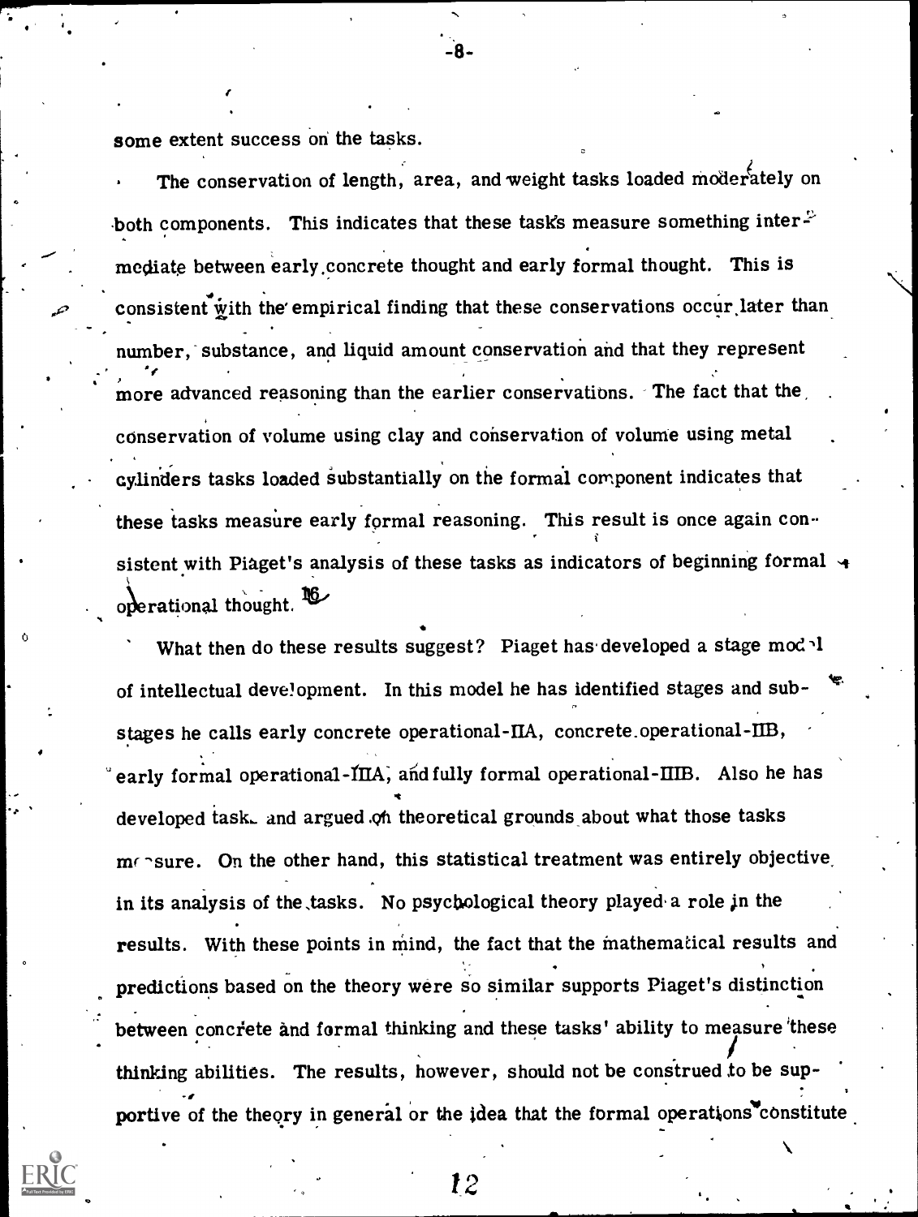some extent success on the tasks.

The conservation of length, area, and weight tasks loaded moderately on both components. This indicates that these tasks measure something intermediate between early concrete thought and early formal thought. This is consistent with the empirical finding that these conservations occur later than number, substance, and liquid amount conservation and that they represent more advanced reasoning than the earlier conservations. The fact that the conservation of volume using clay and conservation of volume using metal cylinders tasks loaded substantially on the formal component indicates that these tasks measure early formal reasoning. This result is once again consistent with Piaget's analysis of these tasks as indicators of beginning formal operational thought.[16]

What then do these results suggest? Piaget has developed a stage model of intellectual development. In this model he has identified stages and substages he calls early concrete operational-IIA, concrete operational-IIB, early formal operational-IIIA, and fully formal operational-IIIB. Also he has developed tasks and argued on theoretical grounds about what those tasks measure. On the other hand, this statistical treatment was entirely objective in its analysis of the tasks. No psychological theory played a role in the results. With these points in mind, the fact that the mathematical results and predictions based on the theory were so similar supports Piaget's distinction between concrete and formal thinking and these tasks' ability to measure these thinking abilities. The results, however, should not be construed to be supportive of the theory in general or the idea that the formal operations constitute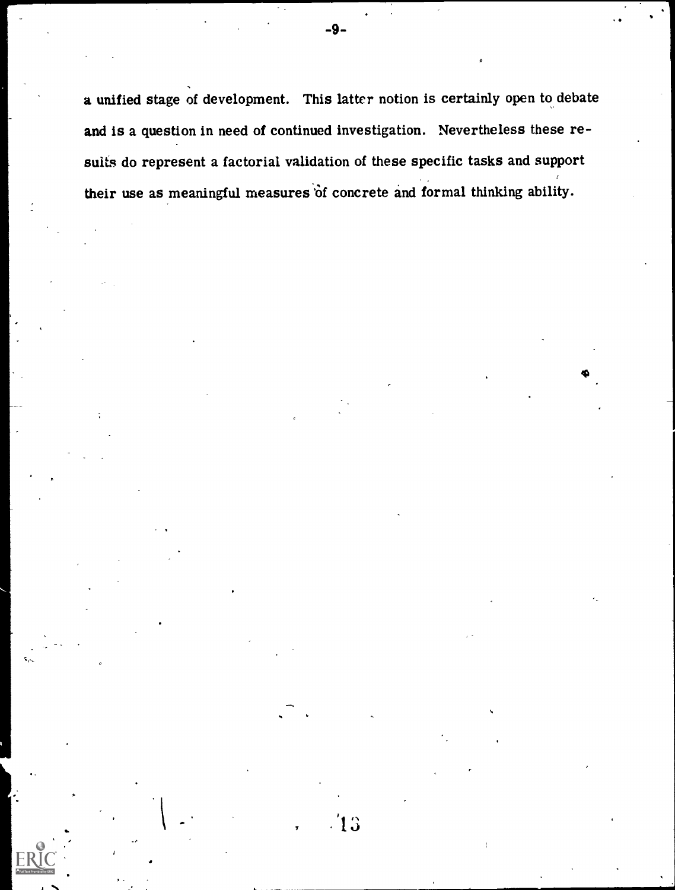a unified stage of development. This latter notion is certainly open to debate and is a question in need of continued investigation. Nevertheless these results do represent a factorial validation of these specific tasks and support their use as meaningful measures of concrete and formal thinking ability.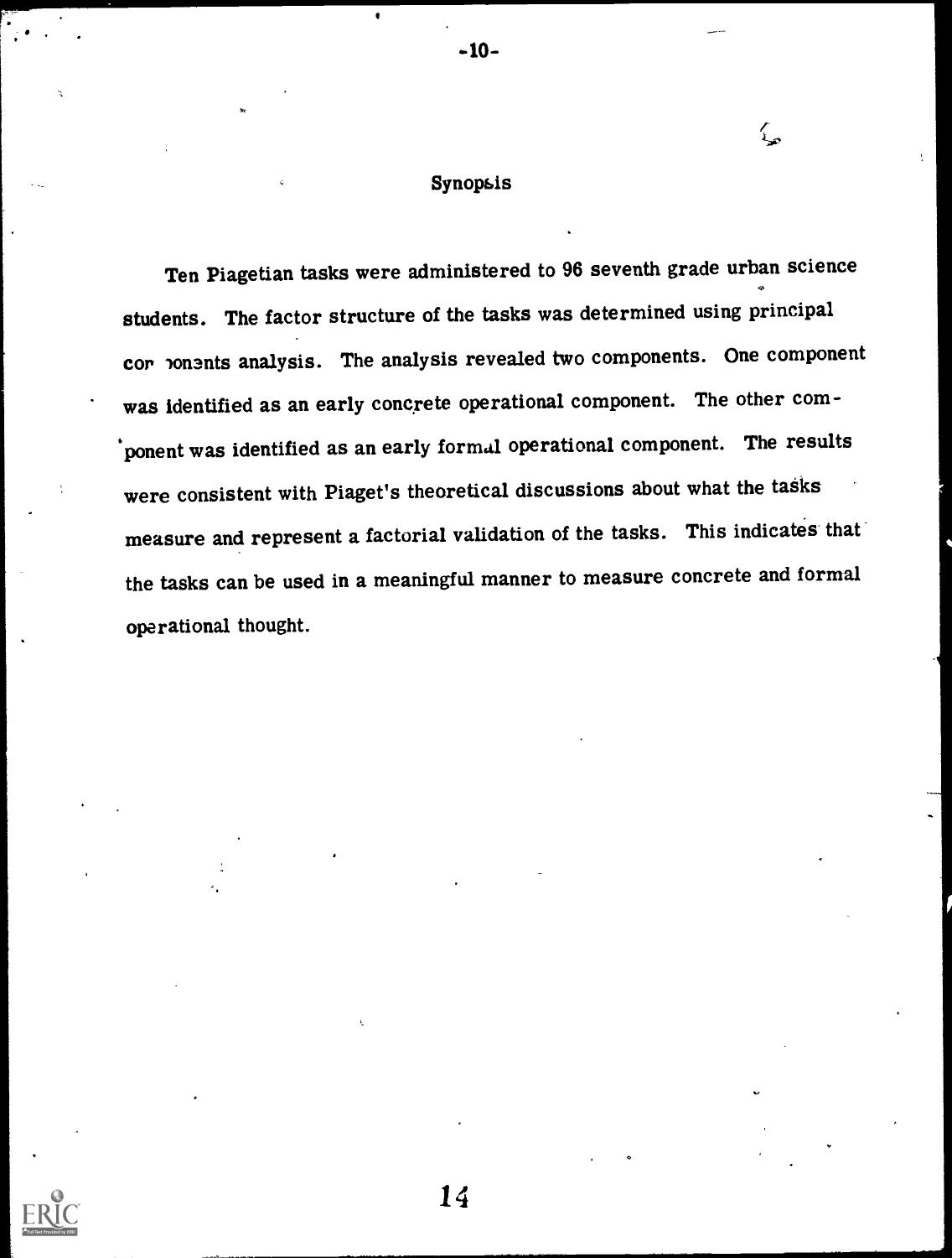## Synopsis

Ten Piagetian tasks were administered to 96 seventh grade urban science students. The factor structure of the tasks was determined using principal components analysis. The analysis revealed two components. One component was identified as an early concrete operational component. The other component was identified as an early formal operational component. The results were consistent with Piaget's theoretical discussions about what the tasks measure and represent a factorial validation of the tasks. This indicates that the tasks can be used in a meaningful manner to measure concrete and formal operational thought.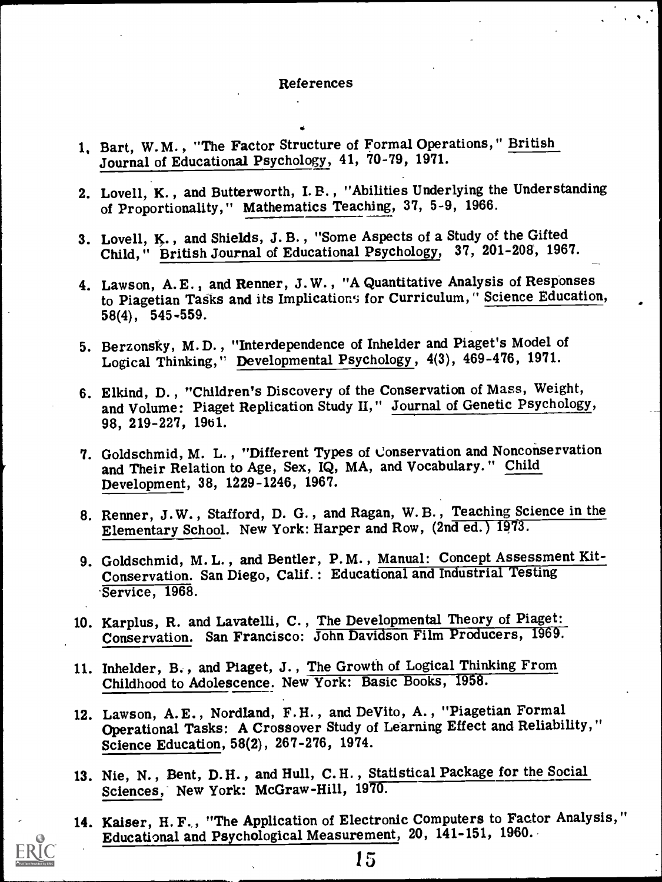## References

1. Bart, W.M., "The Factor Structure of Formal Operations," British Journal of Educational Psychology, 41, 70-79, 1971.

2. Lovell, K., and Butterworth, I.B., "Abilities Underlying the Understanding of Proportionality," Mathematics Teaching, 37, 5-9, 1966.

3. Lovell, K., and Shields, J.B., "Some Aspects of a Study of the Gifted Child," British Journal of Educational Psychology, 37, 201-208, 1967.

4. Lawson, A.E., and Renner, J.W., "A Quantitative Analysis of Responses to Piagetian Tasks and its Implications for Curriculum," Science Education, 58(4), 545-559.

5. Berzonsky, M.D., "Interdependence of Inhelder and Piaget's Model of Logical Thinking," Developmental Psychology, 4(3), 469-476, 1971.

6. Elkind, D., "Children's Discovery of the Conservation of Mass, Weight, and Volume: Piaget Replication Study II," Journal of Genetic Psychology, 98, 219-227, 1961.

7. Goldschmid, M. L., "Different Types of Conservation and Nonconservation and Their Relation to Age, Sex, IQ, MA, and Vocabulary." Child Development, 38, 1229-1246, 1967.

8. Renner, J.W., Stafford, D. G., and Ragan, W.B., Teaching Science in the Elementary School. New York: Harper and Row, (2nd ed.) 1973.

9. Goldschmid, M.L., and Bentler, P.M., Manual: Concept Assessment Kit-Conservation. San Diego, Calif.: Educational and Industrial Testing Service, 1968.

10. Karplus, R. and Lavatelli, C., The Developmental Theory of Piaget: Conservation. San Francisco: John Davidson Film Producers, 1969.

11. Inhelder, B., and Piaget, J., The Growth of Logical Thinking From Childhood to Adolescence. New York: Basic Books, 1958.

12. Lawson, A.E., Nordland, F.H., and DeVito, A., "Piagetian Formal Operational Tasks: A Crossover Study of Learning Effect and Reliability," Science Education, 58(2), 267-276, 1974.

13. Nie, N., Bent, D.H., and Hull, C.H., Statistical Package for the Social Sciences, New York: McGraw-Hill, 1970.

14. Kaiser, H.F., "The Application of Electronic Computers to Factor Analysis," Educational and Psychological Measurement, 20, 141-151, 1960.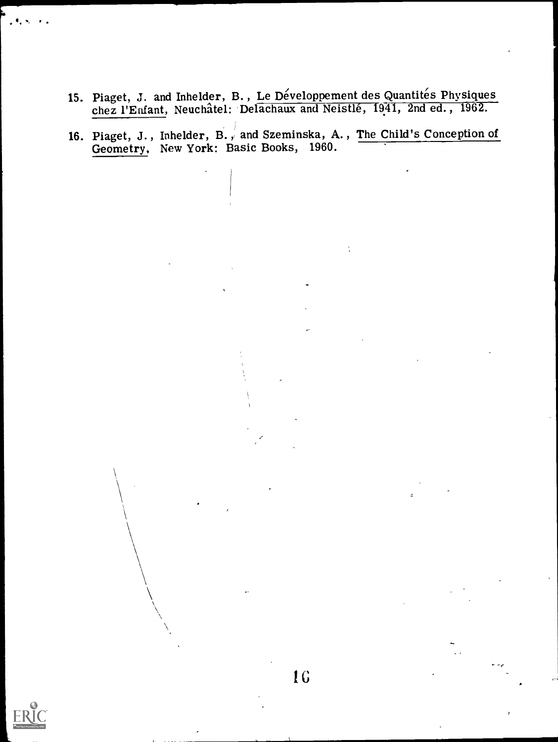15. Piaget, J. and Inhelder, B., Le Développement des Quantités Physiques chez l'Enfant, Neuchâtel: Delachaux and Neistlé, 1941, 2nd ed., 1962.

16. Piaget, J., Inhelder, B., and Szeminska, A., The Child's Conception of Geometry, New York: Basic Books, 1960.